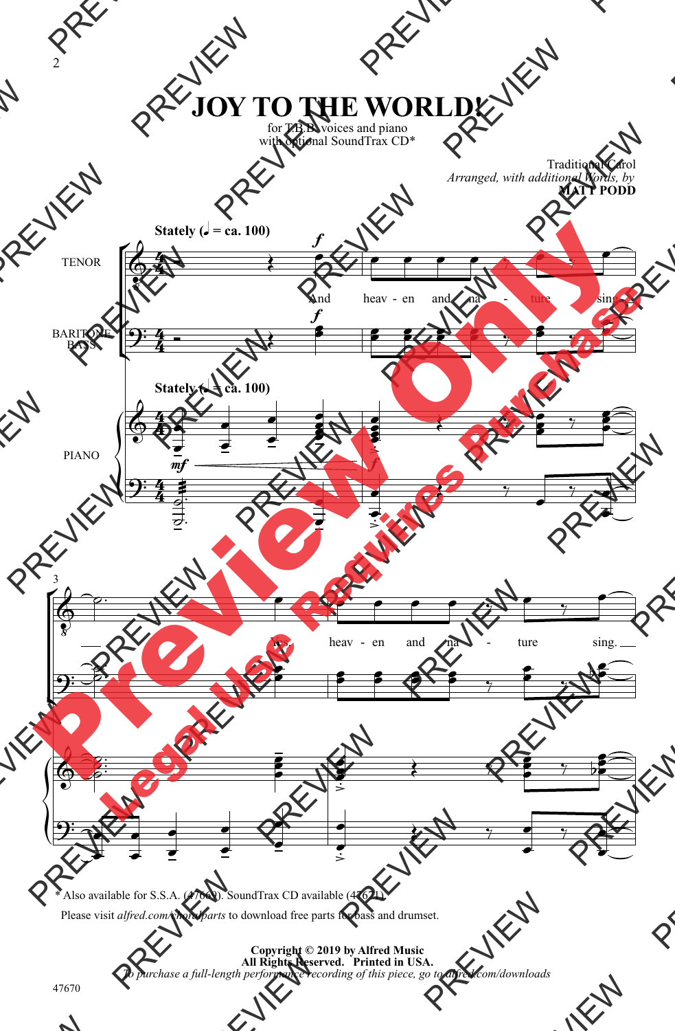# JOY TO THE WORLD!

for T.B.B. voices and piano
with optional SoundTrax CD*

Traditional Carol
*Arranged, with additional Words, by*
**MATT PODD**

**Stately (♩ = ca. 100)**

TENOR

BARITONE BASS

PIANO

And heav - en and na - ture sing.

Yes, heav - en and na - ture sing.

\* Also available for S.S.A. (47669). SoundTrax CD available (47671).

Please visit *alfred.com/choralparts* to download free parts for bass and drumset.

**Copyright © 2019 by Alfred Music**
**All Rights Reserved. Printed in USA.**
*To purchase a full-length performance recording of this piece, go to alfred.com/downloads*

47670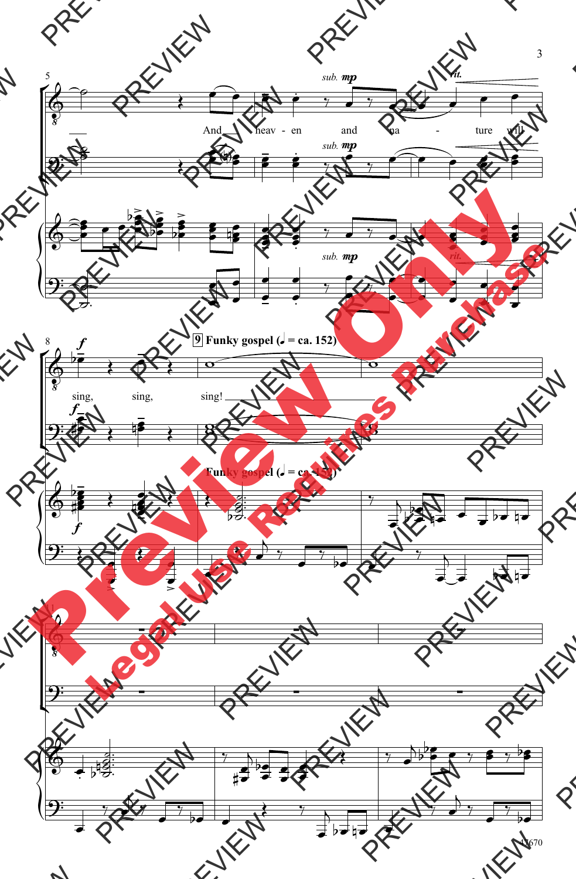And heav - en and na - ture will sing, sing, sing!

**9 Funky gospel (♩ = ca. 152)**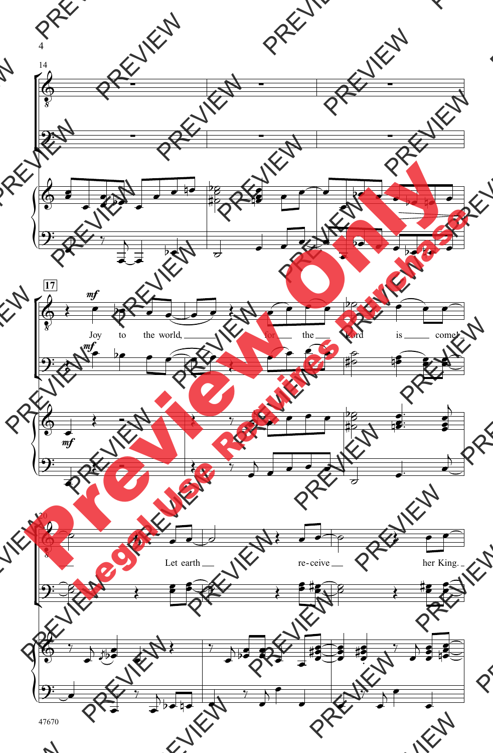Joy to the world, for the Lord is come! Let earth receive her King.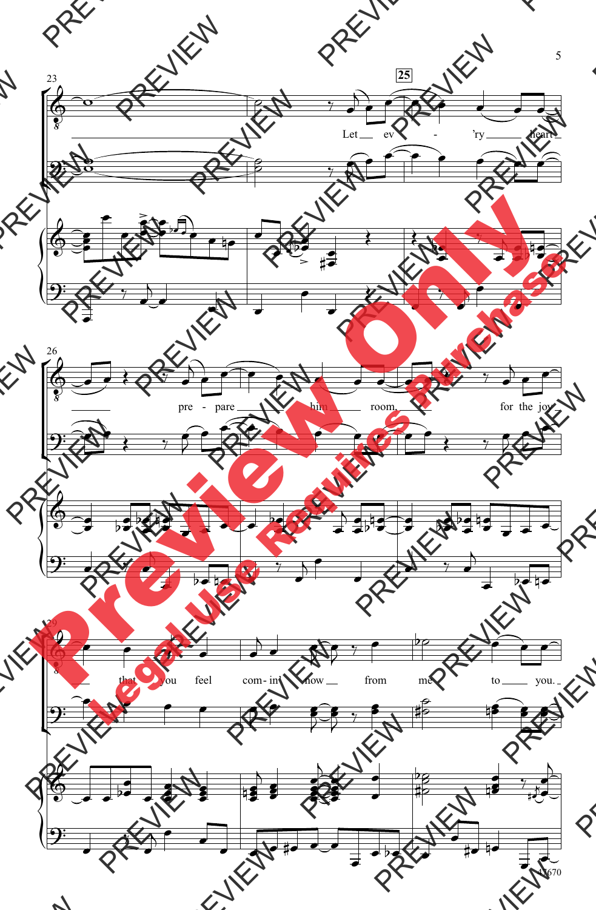Let ev - 'ry heart pre - pare him room, for the joy that you feel com - in' now from me to you.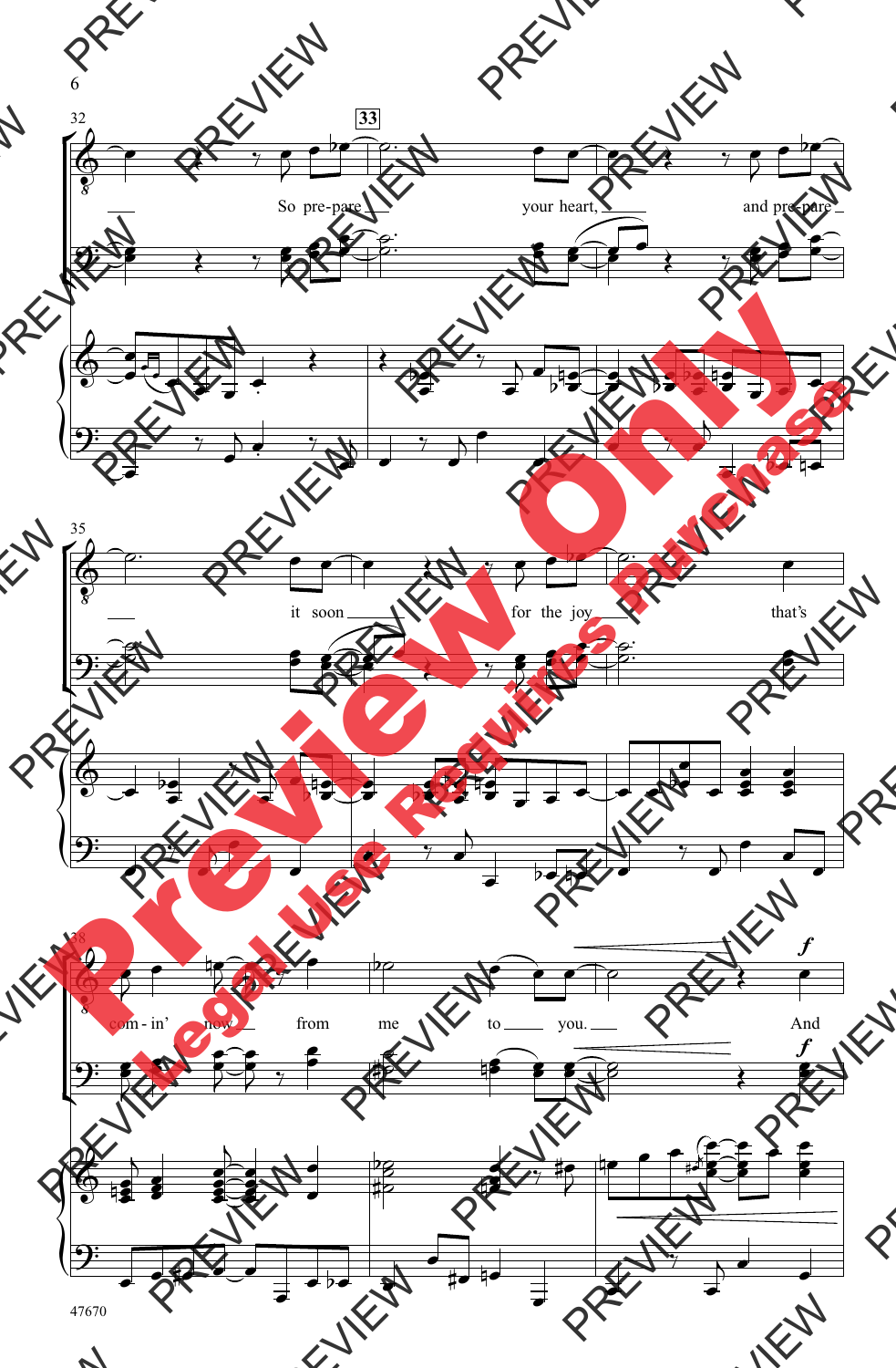So pre-pare your heart, and pre-pare it soon for the joy that's com-in' now from me to you. And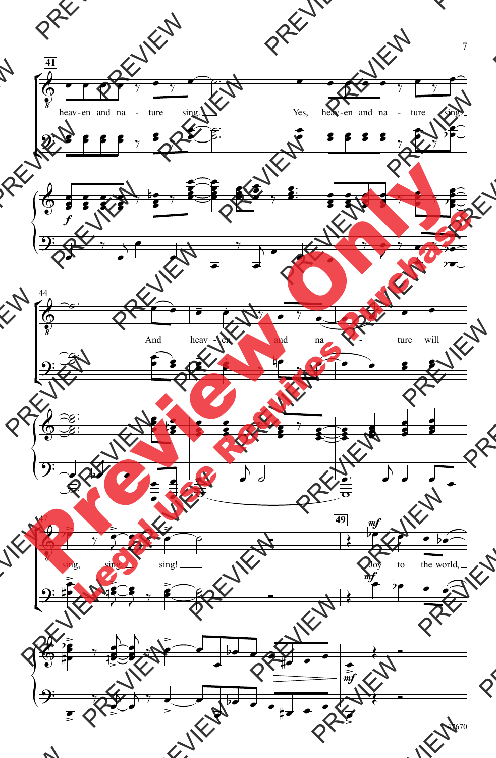41

heav-en and na - ture sing. Yes, heav-en and na - ture sing.

44

And heav - en and na - ture will

47

sing, sing, sing!

49

Joy to the world,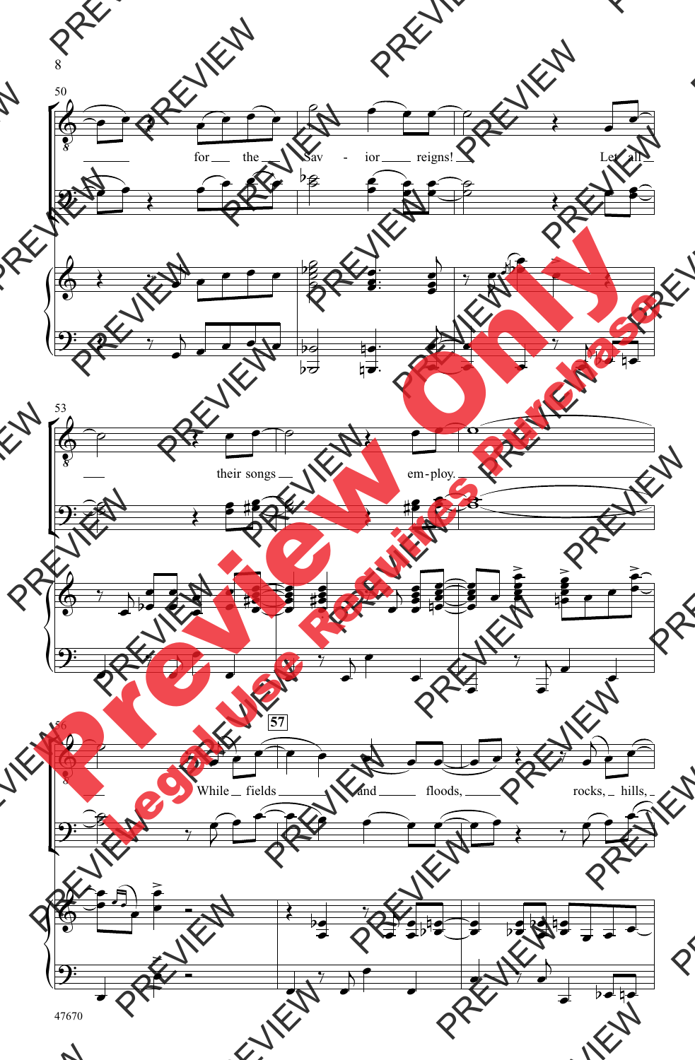50

for the Sav - ior reigns! Let all

53

their songs em - ploy.

56

**57**

While fields and floods, rocks, hills,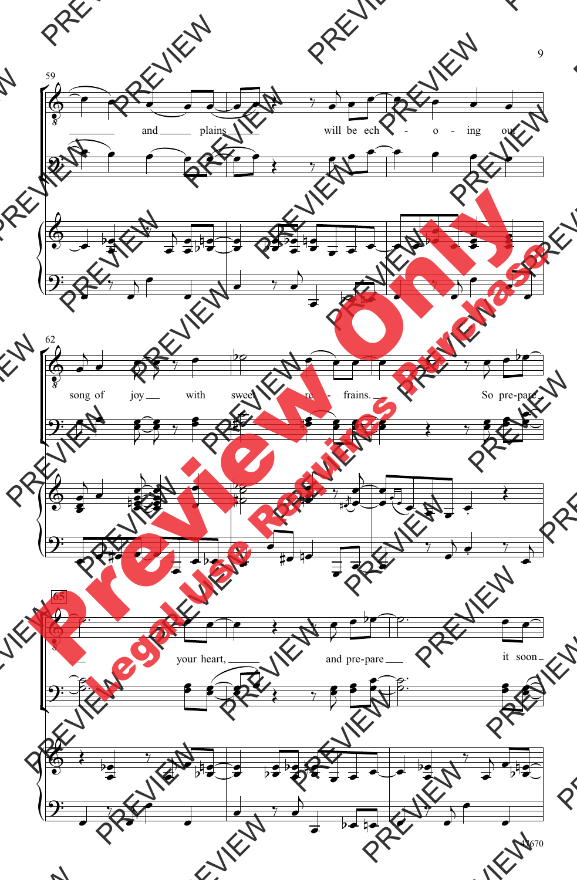59

and plains will be ech - o - ing our

62

song of joy with sweet re - frains. So pre-pare

65

your heart, and pre-pare it soon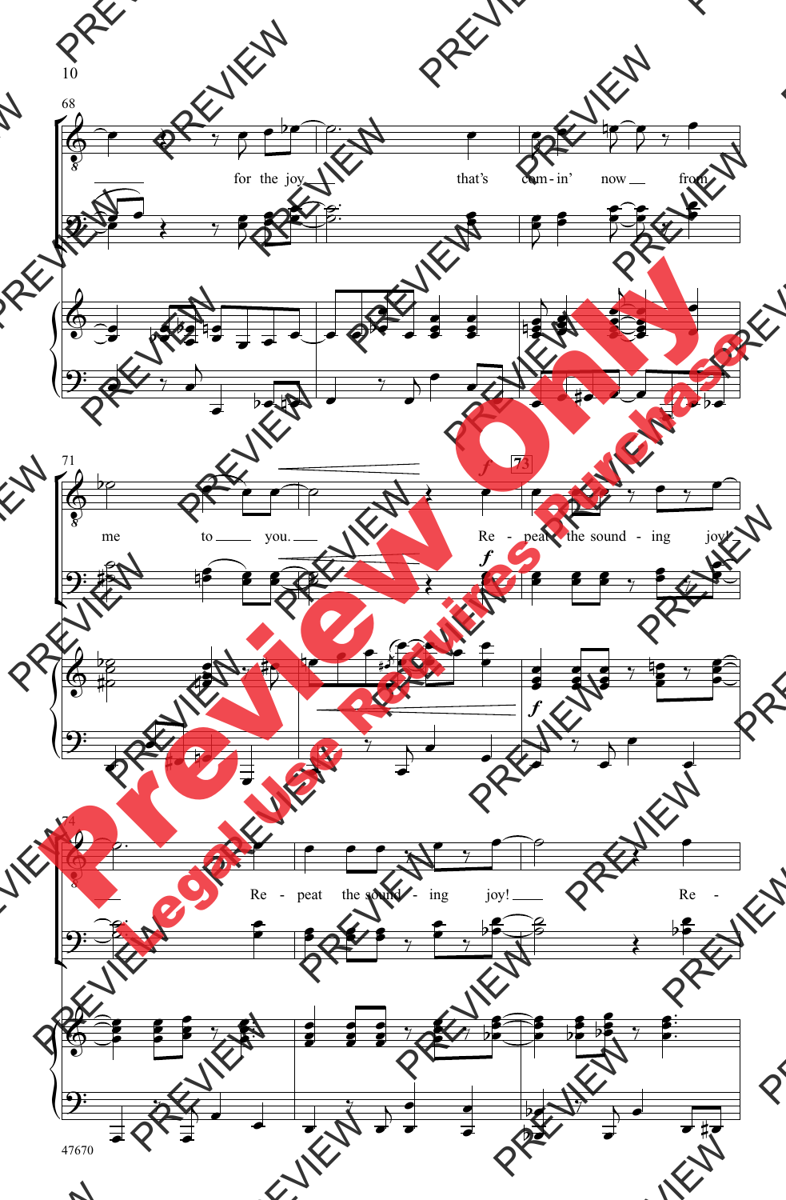68

for the joy that's com-in' now from

71

me to you. Re-peat the sound-ing joy!

73

74

Re-peat the sound-ing joy! Re-

47670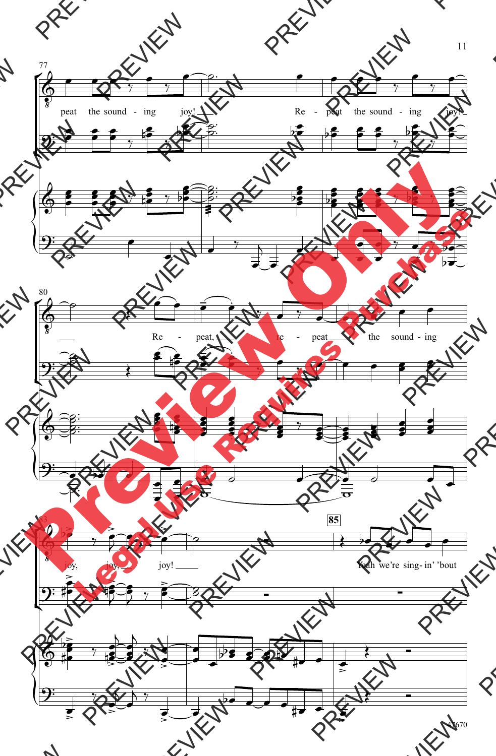77

peat the sound - ing joy! Re - peat the sound - ing joy!

80

Re - peat, re - peat the sound - ing

83

joy, joy, joy!

85

Yeah we're sing- in' 'bout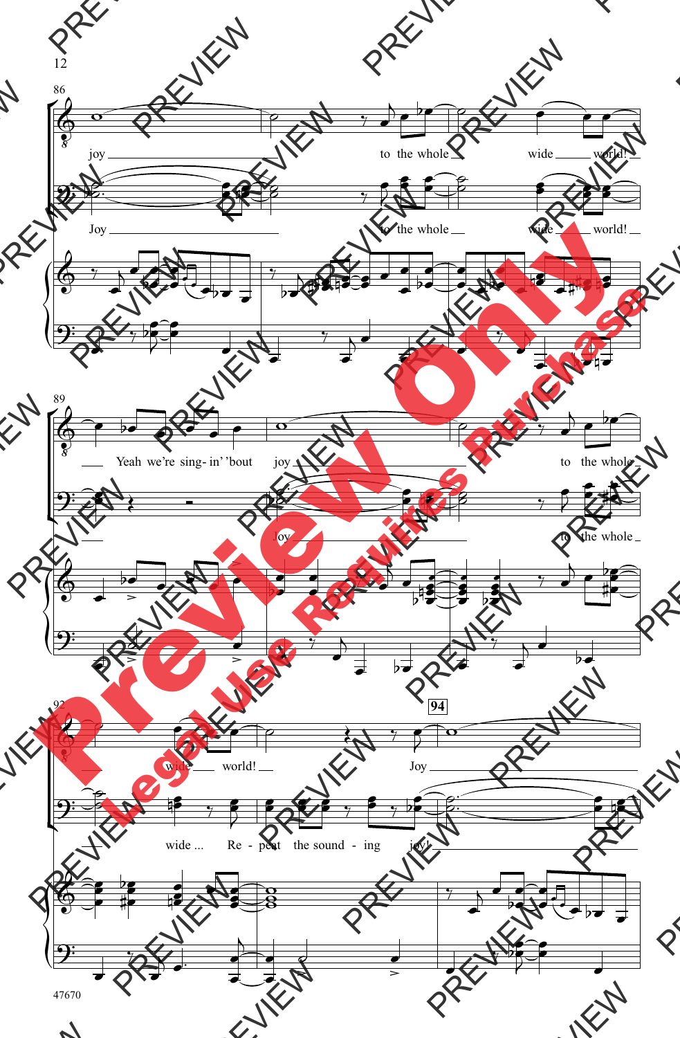86

joy ___ to the whole ___ wide ___ world! ___

Joy ___ to the whole ___ wide ___ world! ___

89

___ Yeah we're sing- in' 'bout joy ___ to the whole

___ Joy ___ to the whole ___

92

___ wide ___ world! ___ Joy ___

___ wide ... Re - peat the sound - ing joy! ___

**94**

Preview Only

Legal Use Requires Purchase

47670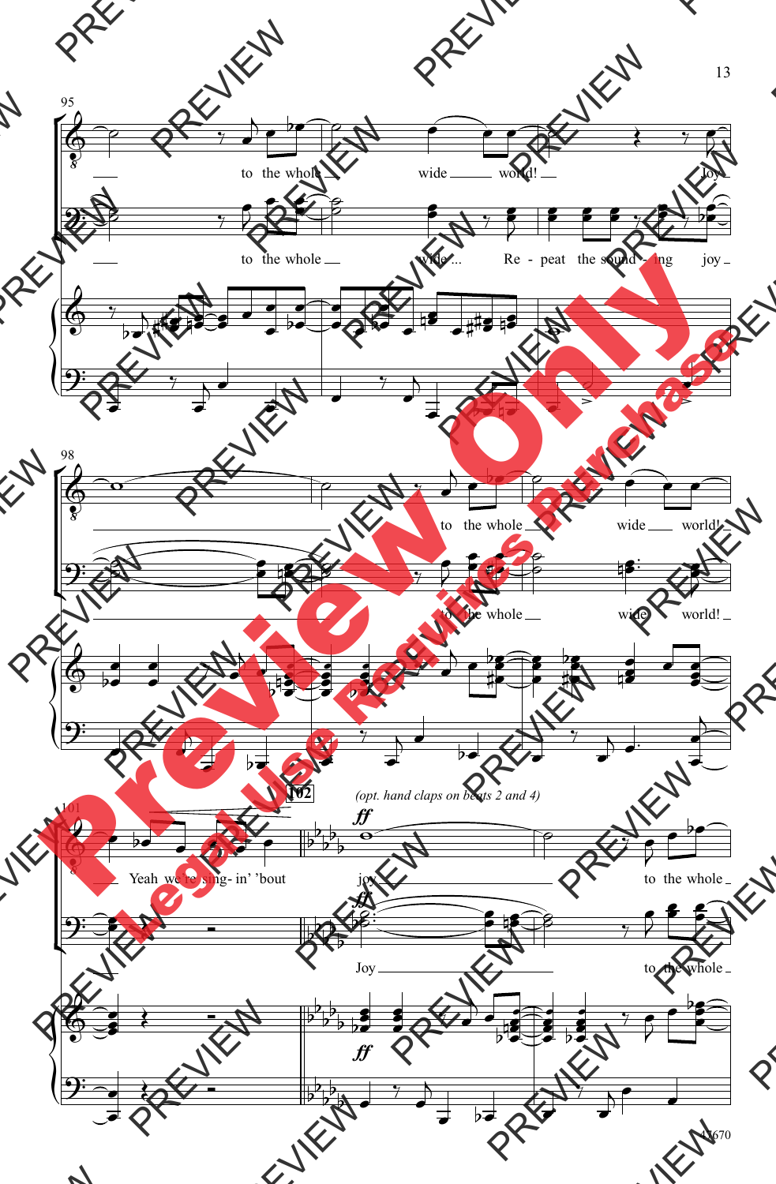95

to the whole wide world! Joy

to the whole wide... Re - peat the sound - ing joy

98

to the whole wide world!

to the whole wide world!

101

**102** *(opt. hand claps on beats 2 and 4)*

***ff***

Yeah we're sing - in' 'bout joy to the whole

Joy to the whole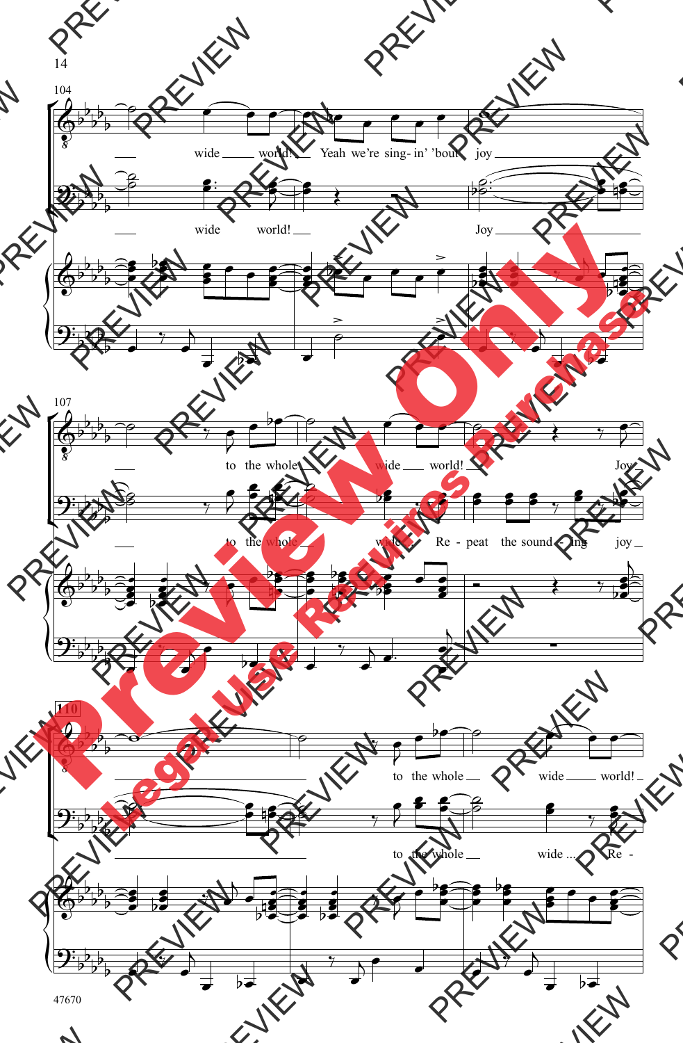104

wide world! Yeah we're sing-in' 'bout joy

wide world! Joy

107

to the whole wide world! Joy

to the whole wide Re - peat the sound - ing joy

110

to the whole wide world!

to the whole wide ... Re -

47670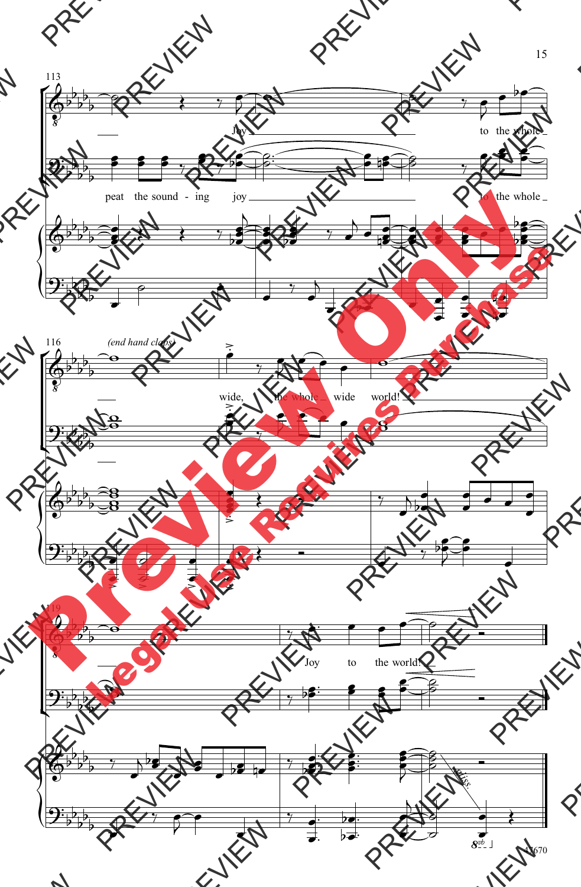113

Joy to the whole

peat the sound - ing joy to the whole

116 *(end hand claps)*

wide, the whole wide world!

119

Joy to the world!

*gliss.*

$8^{vb}$

47670